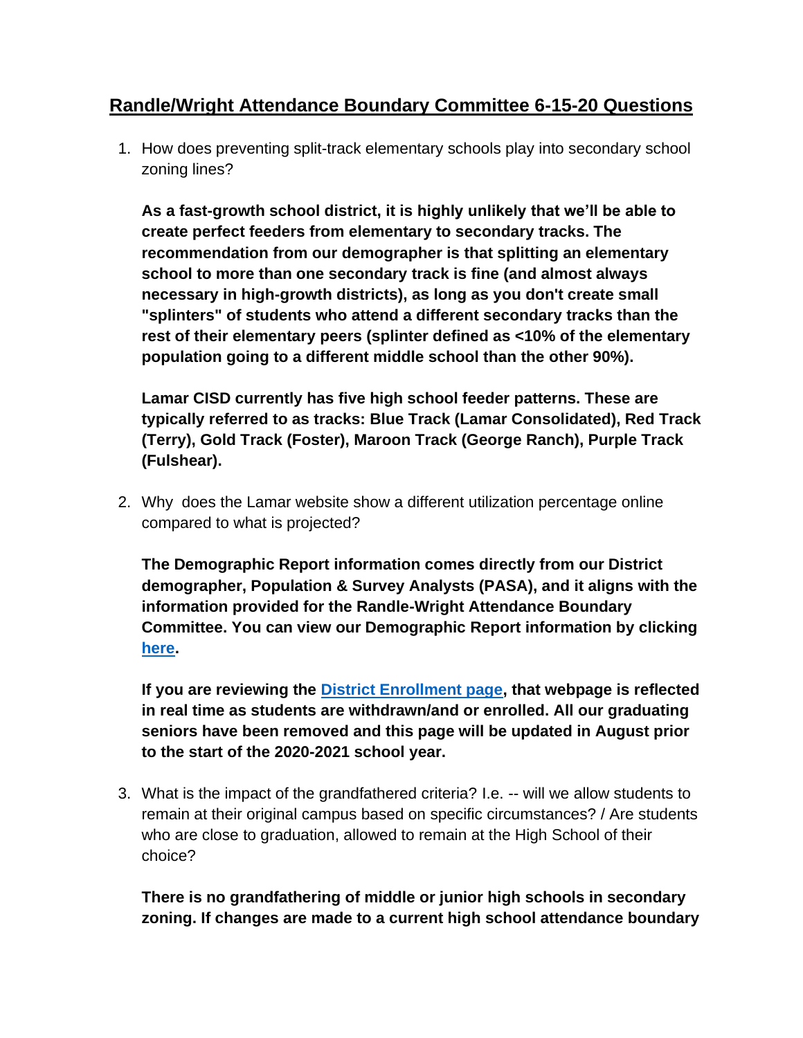## Randle/Wright Attendance Boundary Committee 6-15-20 Questions

1. How does preventing split-track elementary schools play into secondary school zoning lines?

   **As a fast-growth school district, it is highly unlikely that we'll be able to create perfect feeders from elementary to secondary tracks. The recommendation from our demographer is that splitting an elementary school to more than one secondary track is fine (and almost always necessary in high-growth districts), as long as you don't create small "splinters" of students who attend a different secondary tracks than the rest of their elementary peers (splinter defined as <10% of the elementary population going to a different middle school than the other 90%).**

   **Lamar CISD currently has five high school feeder patterns. These are typically referred to as tracks: Blue Track (Lamar Consolidated), Red Track (Terry), Gold Track (Foster), Maroon Track (George Ranch), Purple Track (Fulshear).**

2. Why does the Lamar website show a different utilization percentage online compared to what is projected?

   **The Demographic Report information comes directly from our District demographer, Population & Survey Analysts (PASA), and it aligns with the information provided for the Randle-Wright Attendance Boundary Committee. You can view our Demographic Report information by clicking [here](#).**

   **If you are reviewing the [District Enrollment page](#), that webpage is reflected in real time as students are withdrawn/and or enrolled. All our graduating seniors have been removed and this page will be updated in August prior to the start of the 2020-2021 school year.**

3. What is the impact of the grandfathered criteria? I.e. -- will we allow students to remain at their original campus based on specific circumstances? / Are students who are close to graduation, allowed to remain at the High School of their choice?

   **There is no grandfathering of middle or junior high schools in secondary zoning. If changes are made to a current high school attendance boundary**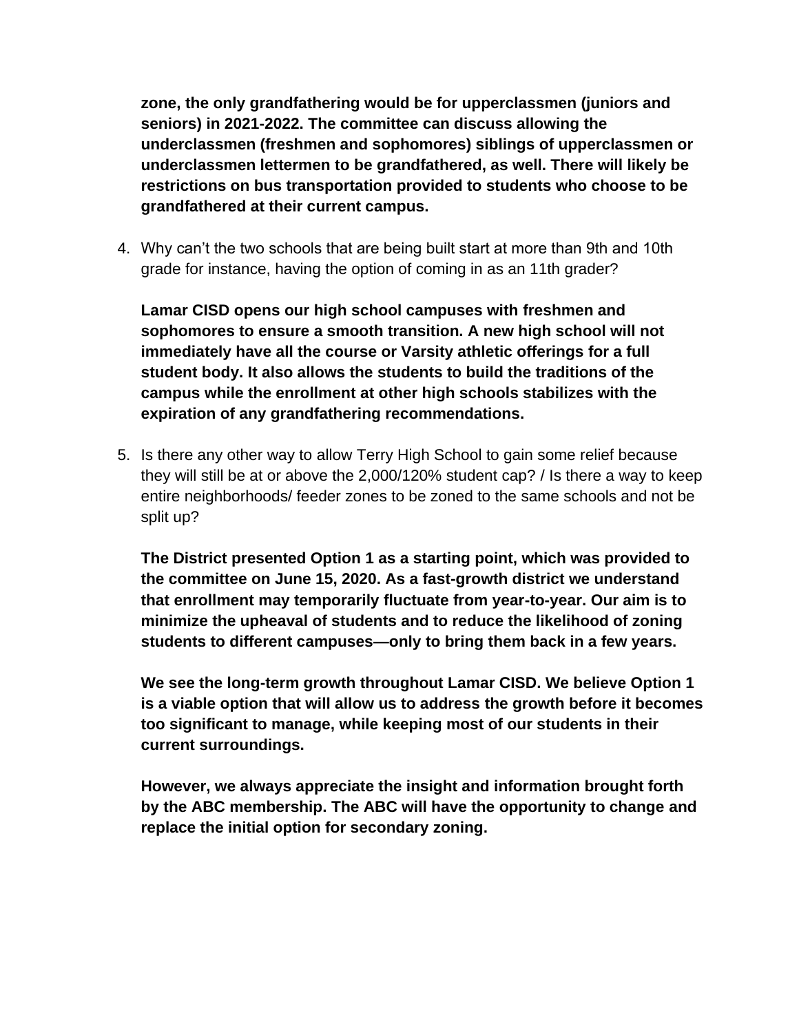**zone, the only grandfathering would be for upperclassmen (juniors and seniors) in 2021-2022. The committee can discuss allowing the underclassmen (freshmen and sophomores) siblings of upperclassmen or underclassmen lettermen to be grandfathered, as well. There will likely be restrictions on bus transportation provided to students who choose to be grandfathered at their current campus.**

4. Why can't the two schools that are being built start at more than 9th and 10th grade for instance, having the option of coming in as an 11th grader?

   **Lamar CISD opens our high school campuses with freshmen and sophomores to ensure a smooth transition. A new high school will not immediately have all the course or Varsity athletic offerings for a full student body. It also allows the students to build the traditions of the campus while the enrollment at other high schools stabilizes with the expiration of any grandfathering recommendations.**

5. Is there any other way to allow Terry High School to gain some relief because they will still be at or above the 2,000/120% student cap? / Is there a way to keep entire neighborhoods/ feeder zones to be zoned to the same schools and not be split up?

   **The District presented Option 1 as a starting point, which was provided to the committee on June 15, 2020. As a fast-growth district we understand that enrollment may temporarily fluctuate from year-to-year. Our aim is to minimize the upheaval of students and to reduce the likelihood of zoning students to different campuses—only to bring them back in a few years.**

   **We see the long-term growth throughout Lamar CISD. We believe Option 1 is a viable option that will allow us to address the growth before it becomes too significant to manage, while keeping most of our students in their current surroundings.**

   **However, we always appreciate the insight and information brought forth by the ABC membership. The ABC will have the opportunity to change and replace the initial option for secondary zoning.**